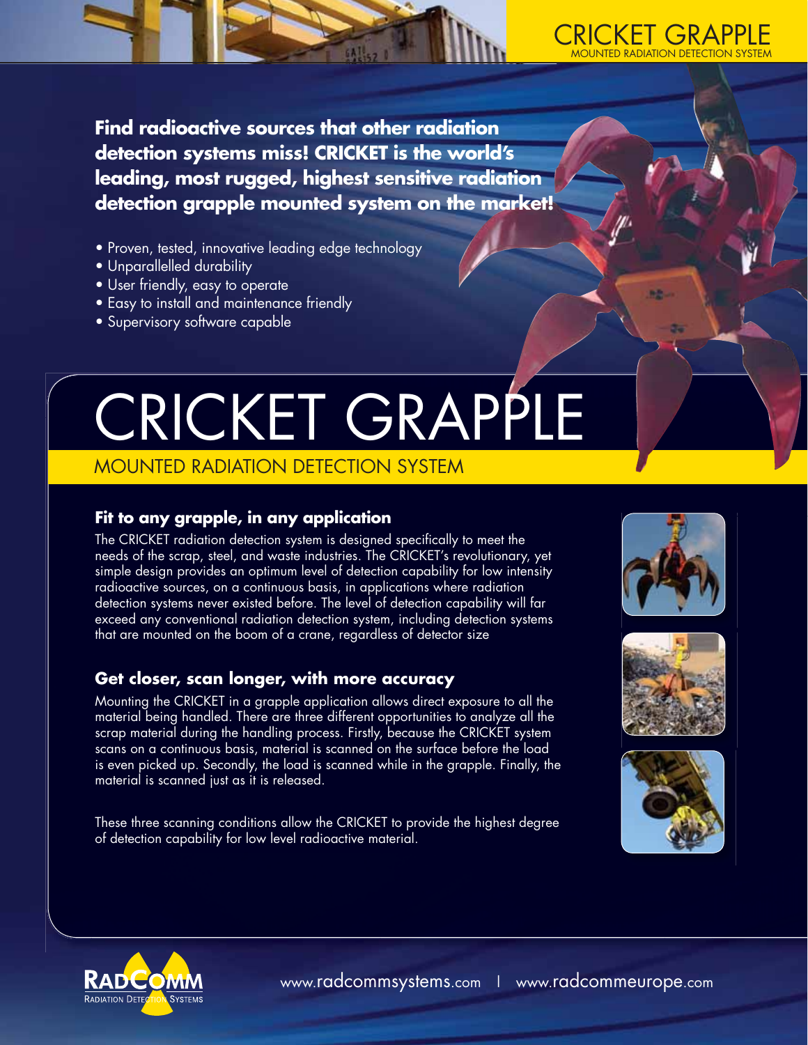**Find radioactive sources that other radiation detection systems miss! CRICKET is the world's leading, most rugged, highest sensitive radiation detection grapple mounted system on the market!**

- Proven, tested, innovative leading edge technology
- Unparallelled durability
- User friendly, easy to operate
- Easy to install and maintenance friendly
- Supervisory software capable

# CRICKET GRAPPLE

## MOUNTED RADIATION DETECTION SYSTEM

### Fit to any grapple, in any application

The CRICKET radiation detection system is designed specifically to meet the needs of the scrap, steel, and waste industries. The CRICKET's revolutionary, yet simple design provides an optimum level of detection capability for low intensity radioactive sources, on a continuous basis, in applications where radiation detection systems never existed before. The level of detection capability will far exceed any conventional radiation detection system, including detection systems that are mounted on the boom of a crane, regardless of detector size

### Get closer, scan longer, with more accuracy

Mounting the CRICKET in a grapple application allows direct exposure to all the material being handled. There are three different opportunities to analyze all the scrap material during the handling process. Firstly, because the CRICKET system scans on a continuous basis, material is scanned on the surface before the load is even picked up. Secondly, the load is scanned while in the grapple. Finally, the material is scanned just as it is released.

These three scanning conditions allow the CRICKET to provide the highest degree of detection capability for low level radioactive material.

RADCOMM Radiation Detection Systems

www.radcommsystems.com | www.radcommeurope.com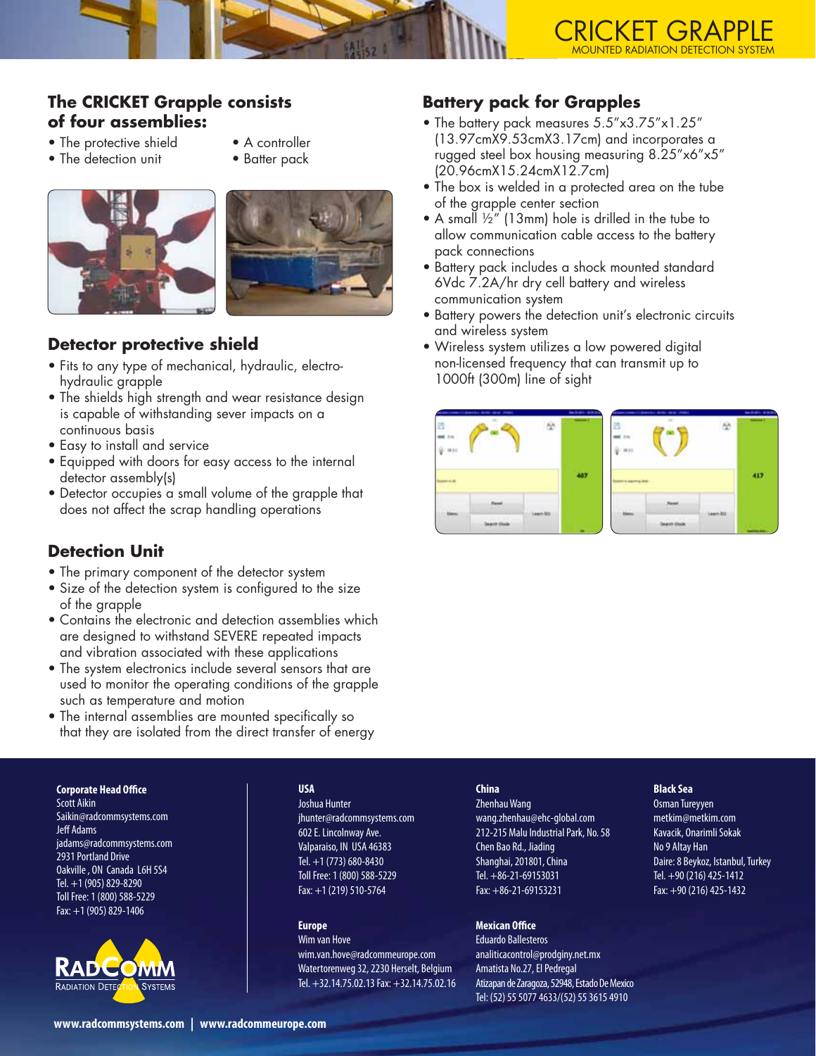# CRICKET GRAPPLE

MOUNTED RADIATION DETECTION SYSTEM

## The CRICKET Grapple consists of four assemblies:

- The protective shield
- The detection unit
- A controller
- Batter pack

## Detector protective shield

- Fits to any type of mechanical, hydraulic, electro-hydraulic grapple
- The shields high strength and wear resistance design is capable of withstanding sever impacts on a continuous basis
- Easy to install and service
- Equipped with doors for easy access to the internal detector assembly(s)
- Detector occupies a small volume of the grapple that does not affect the scrap handling operations

## Detection Unit

- The primary component of the detector system
- Size of the detection system is configured to the size of the grapple
- Contains the electronic and detection assemblies which are designed to withstand SEVERE repeated impacts and vibration associated with these applications
- The system electronics include several sensors that are used to monitor the operating conditions of the grapple such as temperature and motion
- The internal assemblies are mounted specifically so that they are isolated from the direct transfer of energy

## Battery pack for Grapples

- The battery pack measures 5.5″x3.75″x1.25″ (13.97cmX9.53cmX3.17cm) and incorporates a rugged steel box housing measuring 8.25″x6″x5″ (20.96cmX15.24cmX12.7cm)
- The box is welded in a protected area on the tube of the grapple center section
- A small ½″ (13mm) hole is drilled in the tube to allow communication cable access to the battery pack connections
- Battery pack includes a shock mounted standard 6Vdc 7.2A/hr dry cell battery and wireless communication system
- Battery powers the detection unit's electronic circuits and wireless system
- Wireless system utilizes a low powered digital non-licensed frequency that can transmit up to 1000ft (300m) line of sight

**Corporate Head Office**
Scott Aikin
Saikin@radcommsystems.com
Jeff Adams
jadams@radcommsystems.com
2931 Portland Drive
Oakville , ON Canada L6H 5S4
Tel. +1 (905) 829-8290
Toll Free: 1 (800) 588-5229
Fax: +1 (905) 829-1406

RADCOMM RADIATION DETECTION SYSTEMS

**USA**
Joshua Hunter
jhunter@radcommsystems.com
602 E. Lincolnway Ave.
Valparaiso, IN USA 46383
Tel. +1 (773) 680-8430
Toll Free: 1 (800) 588-5229
Fax: +1 (219) 510-5764

**Europe**
Wim van Hove
wim.van.hove@radcommeurope.com
Watertorenweg 32, 2230 Herselt, Belgium
Tel. +32.14.75.02.13 Fax: +32.14.75.02.16

**China**
Zhenhau Wang
wang.zhenhau@ehc-global.com
212-215 Malu Industrial Park, No. 58
Chen Bao Rd., Jiading
Shanghai, 201801, China
Tel. +86-21-69153031
Fax: +86-21-69153231

**Mexican Office**
Eduardo Ballesteros
analiticacontrol@prodginy.net.mx
Amatista No.27, El Pedregal
Atizapan de Zaragoza, 52948, Estado De Mexico
Tel: (52) 55 5077 4633/(52) 55 3615 4910

**Black Sea**
Osman Tureyyen
metkim@metkim.com
Kavacik, Onarimli Sokak
No 9 Altay Han
Daire: 8 Beykoz, Istanbul, Turkey
Tel. +90 (216) 425-1412
Fax: +90 (216) 425-1432

**www.radcommsystems.com | www.radcommeurope.com**